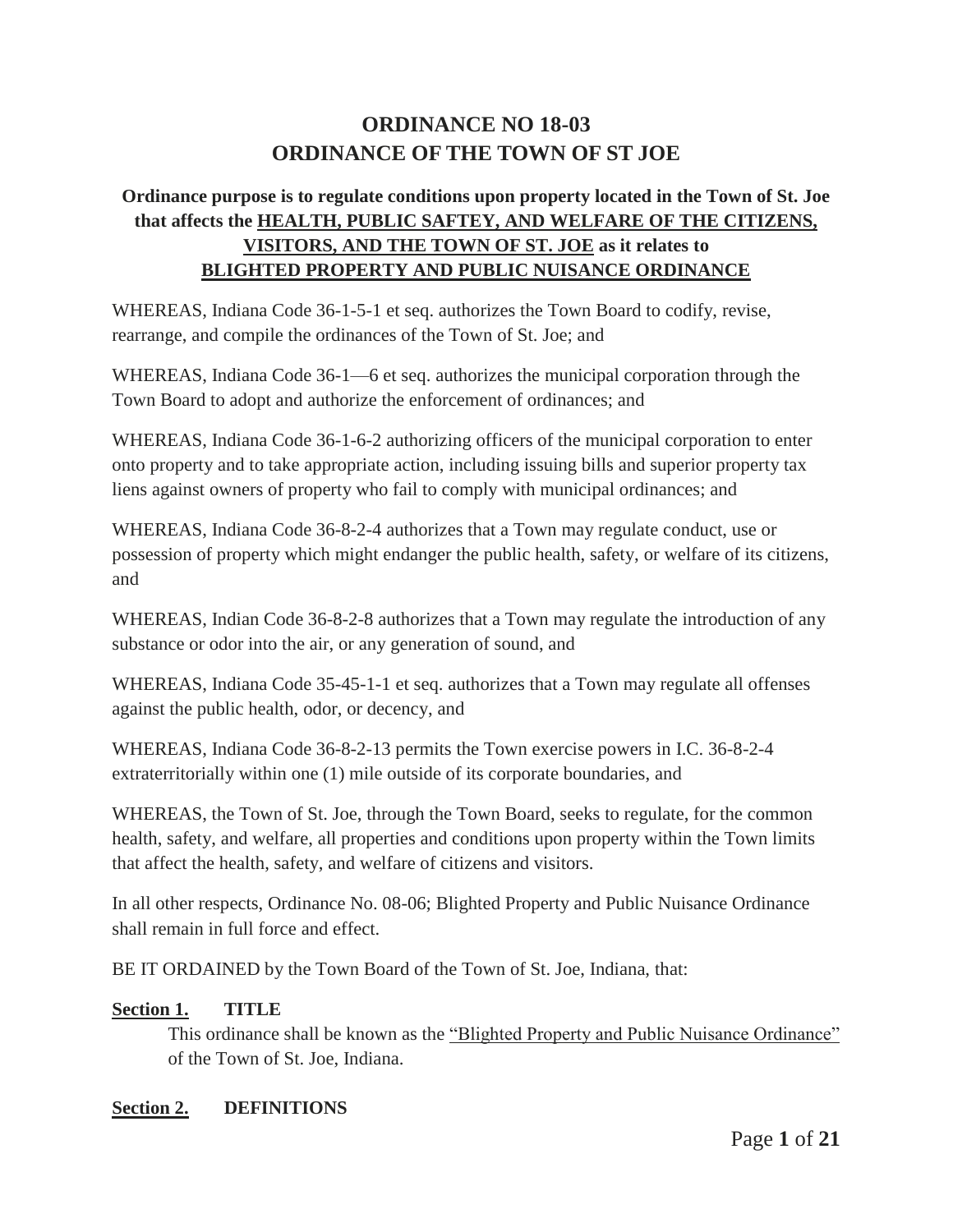# ORDINANCE NO 18-03
# ORDINANCE OF THE TOWN OF ST JOE

**Ordinance purpose is to regulate conditions upon property located in the Town of St. Joe that affects the HEALTH, PUBLIC SAFTEY, AND WELFARE OF THE CITIZENS, VISITORS, AND THE TOWN OF ST. JOE as it relates to BLIGHTED PROPERTY AND PUBLIC NUISANCE ORDINANCE**

WHEREAS, Indiana Code 36-1-5-1 et seq. authorizes the Town Board to codify, revise, rearrange, and compile the ordinances of the Town of St. Joe; and

WHEREAS, Indiana Code 36-1—6 et seq. authorizes the municipal corporation through the Town Board to adopt and authorize the enforcement of ordinances; and

WHEREAS, Indiana Code 36-1-6-2 authorizing officers of the municipal corporation to enter onto property and to take appropriate action, including issuing bills and superior property tax liens against owners of property who fail to comply with municipal ordinances; and

WHEREAS, Indiana Code 36-8-2-4 authorizes that a Town may regulate conduct, use or possession of property which might endanger the public health, safety, or welfare of its citizens, and

WHEREAS, Indian Code 36-8-2-8 authorizes that a Town may regulate the introduction of any substance or odor into the air, or any generation of sound, and

WHEREAS, Indiana Code 35-45-1-1 et seq. authorizes that a Town may regulate all offenses against the public health, odor, or decency, and

WHEREAS, Indiana Code 36-8-2-13 permits the Town exercise powers in I.C. 36-8-2-4 extraterritorially within one (1) mile outside of its corporate boundaries, and

WHEREAS, the Town of St. Joe, through the Town Board, seeks to regulate, for the common health, safety, and welfare, all properties and conditions upon property within the Town limits that affect the health, safety, and welfare of citizens and visitors.

In all other respects, Ordinance No. 08-06; Blighted Property and Public Nuisance Ordinance shall remain in full force and effect.

BE IT ORDAINED by the Town Board of the Town of St. Joe, Indiana, that:

**Section 1. TITLE**

This ordinance shall be known as the "Blighted Property and Public Nuisance Ordinance" of the Town of St. Joe, Indiana.

**Section 2. DEFINITIONS**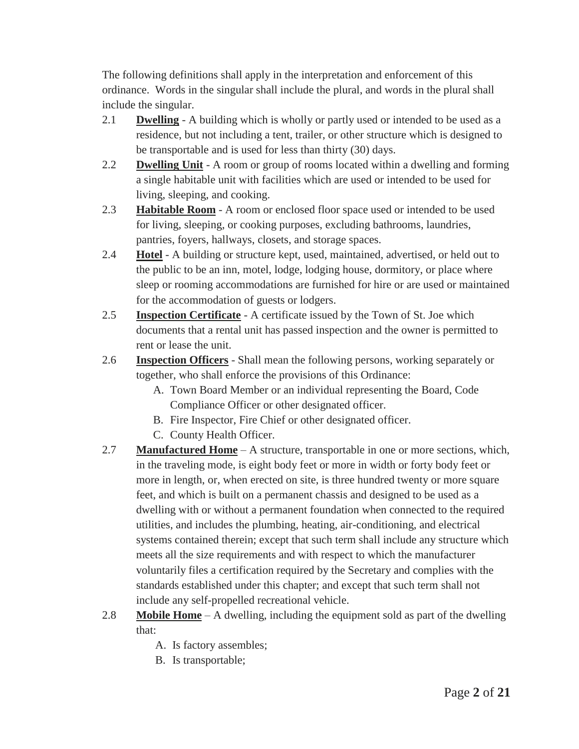The following definitions shall apply in the interpretation and enforcement of this ordinance. Words in the singular shall include the plural, and words in the plural shall include the singular.

2.1 **Dwelling** - A building which is wholly or partly used or intended to be used as a residence, but not including a tent, trailer, or other structure which is designed to be transportable and is used for less than thirty (30) days.

2.2 **Dwelling Unit** - A room or group of rooms located within a dwelling and forming a single habitable unit with facilities which are used or intended to be used for living, sleeping, and cooking.

2.3 **Habitable Room** - A room or enclosed floor space used or intended to be used for living, sleeping, or cooking purposes, excluding bathrooms, laundries, pantries, foyers, hallways, closets, and storage spaces.

2.4 **Hotel** - A building or structure kept, used, maintained, advertised, or held out to the public to be an inn, motel, lodge, lodging house, dormitory, or place where sleep or rooming accommodations are furnished for hire or are used or maintained for the accommodation of guests or lodgers.

2.5 **Inspection Certificate** - A certificate issued by the Town of St. Joe which documents that a rental unit has passed inspection and the owner is permitted to rent or lease the unit.

2.6 **Inspection Officers** - Shall mean the following persons, working separately or together, who shall enforce the provisions of this Ordinance:

   A. Town Board Member or an individual representing the Board, Code Compliance Officer or other designated officer.
   B. Fire Inspector, Fire Chief or other designated officer.
   C. County Health Officer.

2.7 **Manufactured Home** – A structure, transportable in one or more sections, which, in the traveling mode, is eight body feet or more in width or forty body feet or more in length, or, when erected on site, is three hundred twenty or more square feet, and which is built on a permanent chassis and designed to be used as a dwelling with or without a permanent foundation when connected to the required utilities, and includes the plumbing, heating, air-conditioning, and electrical systems contained therein; except that such term shall include any structure which meets all the size requirements and with respect to which the manufacturer voluntarily files a certification required by the Secretary and complies with the standards established under this chapter; and except that such term shall not include any self-propelled recreational vehicle.

2.8 **Mobile Home** – A dwelling, including the equipment sold as part of the dwelling that:

   A. Is factory assembles;
   B. Is transportable;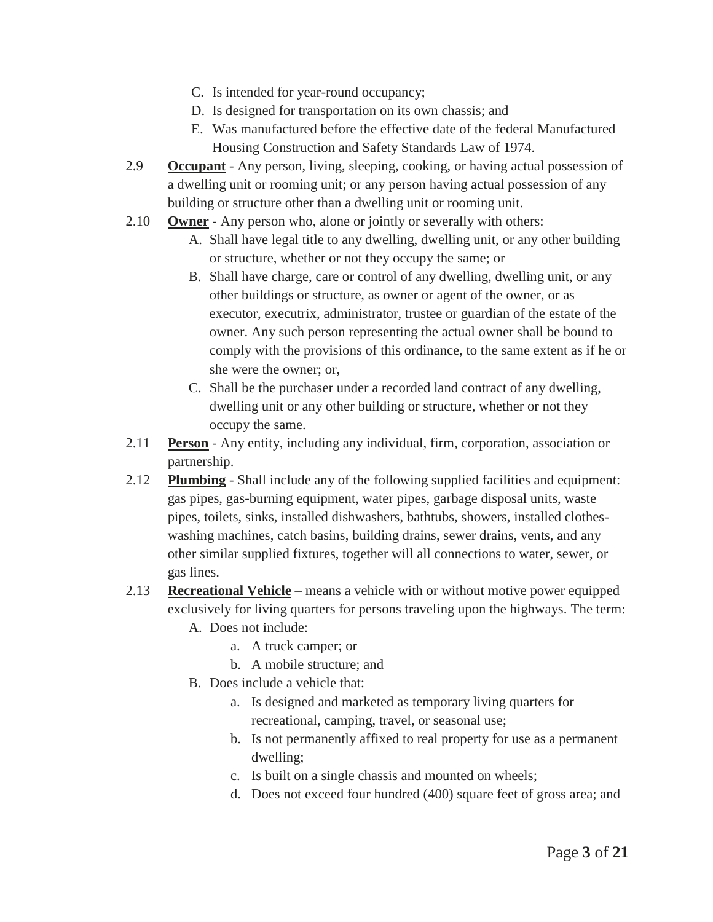C. Is intended for year-round occupancy;
D. Is designed for transportation on its own chassis; and
E. Was manufactured before the effective date of the federal Manufactured Housing Construction and Safety Standards Law of 1974.

2.9 **Occupant** - Any person, living, sleeping, cooking, or having actual possession of a dwelling unit or rooming unit; or any person having actual possession of any building or structure other than a dwelling unit or rooming unit.

2.10 **Owner** - Any person who, alone or jointly or severally with others:

A. Shall have legal title to any dwelling, dwelling unit, or any other building or structure, whether or not they occupy the same; or
B. Shall have charge, care or control of any dwelling, dwelling unit, or any other buildings or structure, as owner or agent of the owner, or as executor, executrix, administrator, trustee or guardian of the estate of the owner. Any such person representing the actual owner shall be bound to comply with the provisions of this ordinance, to the same extent as if he or she were the owner; or,
C. Shall be the purchaser under a recorded land contract of any dwelling, dwelling unit or any other building or structure, whether or not they occupy the same.

2.11 **Person** - Any entity, including any individual, firm, corporation, association or partnership.

2.12 **Plumbing** - Shall include any of the following supplied facilities and equipment: gas pipes, gas-burning equipment, water pipes, garbage disposal units, waste pipes, toilets, sinks, installed dishwashers, bathtubs, showers, installed clothes-washing machines, catch basins, building drains, sewer drains, vents, and any other similar supplied fixtures, together will all connections to water, sewer, or gas lines.

2.13 **Recreational Vehicle** – means a vehicle with or without motive power equipped exclusively for living quarters for persons traveling upon the highways. The term:

A. Does not include:
   a. A truck camper; or
   b. A mobile structure; and
B. Does include a vehicle that:
   a. Is designed and marketed as temporary living quarters for recreational, camping, travel, or seasonal use;
   b. Is not permanently affixed to real property for use as a permanent dwelling;
   c. Is built on a single chassis and mounted on wheels;
   d. Does not exceed four hundred (400) square feet of gross area; and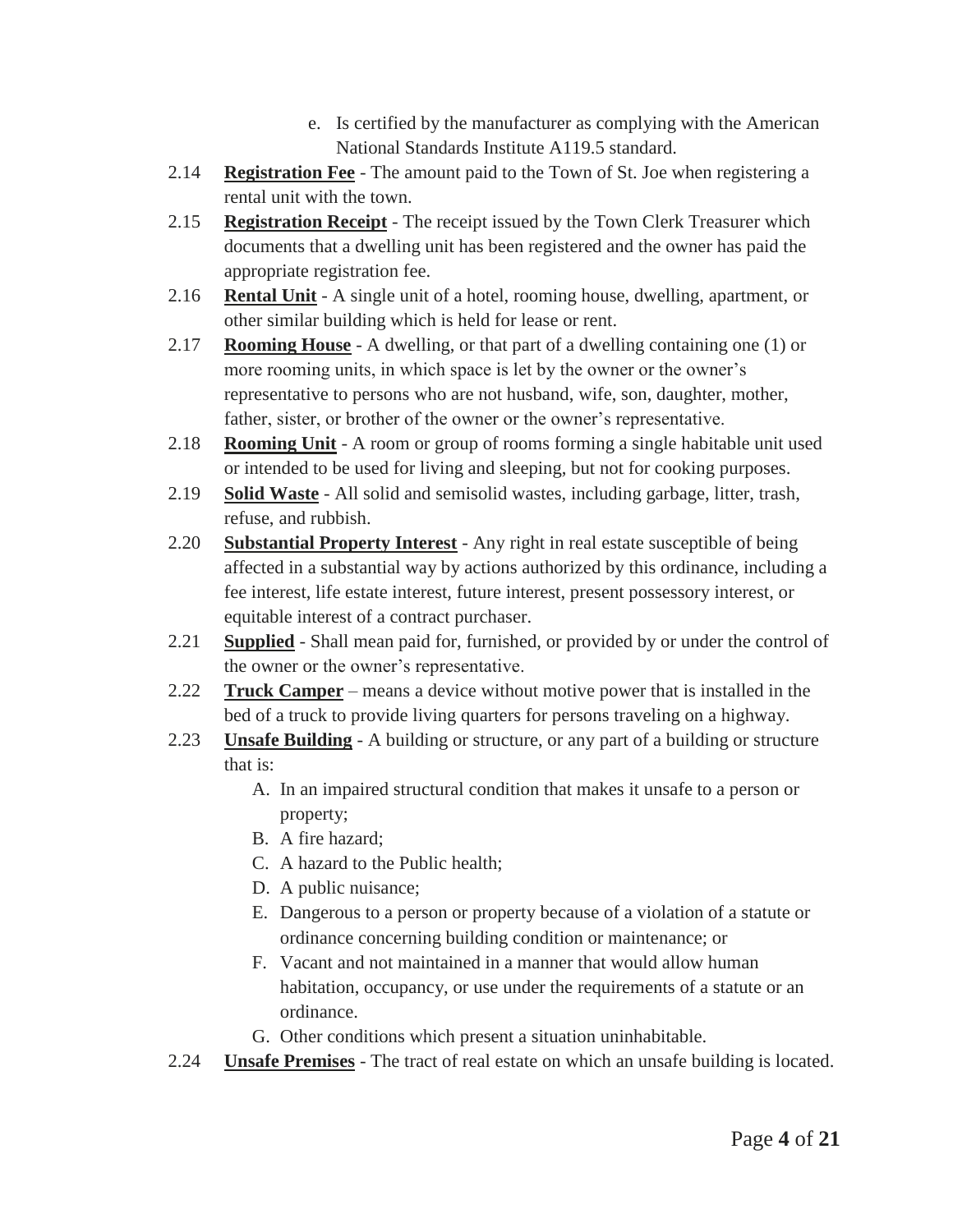e. Is certified by the manufacturer as complying with the American National Standards Institute A119.5 standard.

2.14 **Registration Fee** - The amount paid to the Town of St. Joe when registering a rental unit with the town.

2.15 **Registration Receipt** - The receipt issued by the Town Clerk Treasurer which documents that a dwelling unit has been registered and the owner has paid the appropriate registration fee.

2.16 **Rental Unit** - A single unit of a hotel, rooming house, dwelling, apartment, or other similar building which is held for lease or rent.

2.17 **Rooming House** - A dwelling, or that part of a dwelling containing one (1) or more rooming units, in which space is let by the owner or the owner's representative to persons who are not husband, wife, son, daughter, mother, father, sister, or brother of the owner or the owner's representative.

2.18 **Rooming Unit** - A room or group of rooms forming a single habitable unit used or intended to be used for living and sleeping, but not for cooking purposes.

2.19 **Solid Waste** - All solid and semisolid wastes, including garbage, litter, trash, refuse, and rubbish.

2.20 **Substantial Property Interest** - Any right in real estate susceptible of being affected in a substantial way by actions authorized by this ordinance, including a fee interest, life estate interest, future interest, present possessory interest, or equitable interest of a contract purchaser.

2.21 **Supplied** - Shall mean paid for, furnished, or provided by or under the control of the owner or the owner's representative.

2.22 **Truck Camper** – means a device without motive power that is installed in the bed of a truck to provide living quarters for persons traveling on a highway.

2.23 **Unsafe Building** - A building or structure, or any part of a building or structure that is:

  A. In an impaired structural condition that makes it unsafe to a person or property;
  B. A fire hazard;
  C. A hazard to the Public health;
  D. A public nuisance;
  E. Dangerous to a person or property because of a violation of a statute or ordinance concerning building condition or maintenance; or
  F. Vacant and not maintained in a manner that would allow human habitation, occupancy, or use under the requirements of a statute or an ordinance.
  G. Other conditions which present a situation uninhabitable.

2.24 **Unsafe Premises** - The tract of real estate on which an unsafe building is located.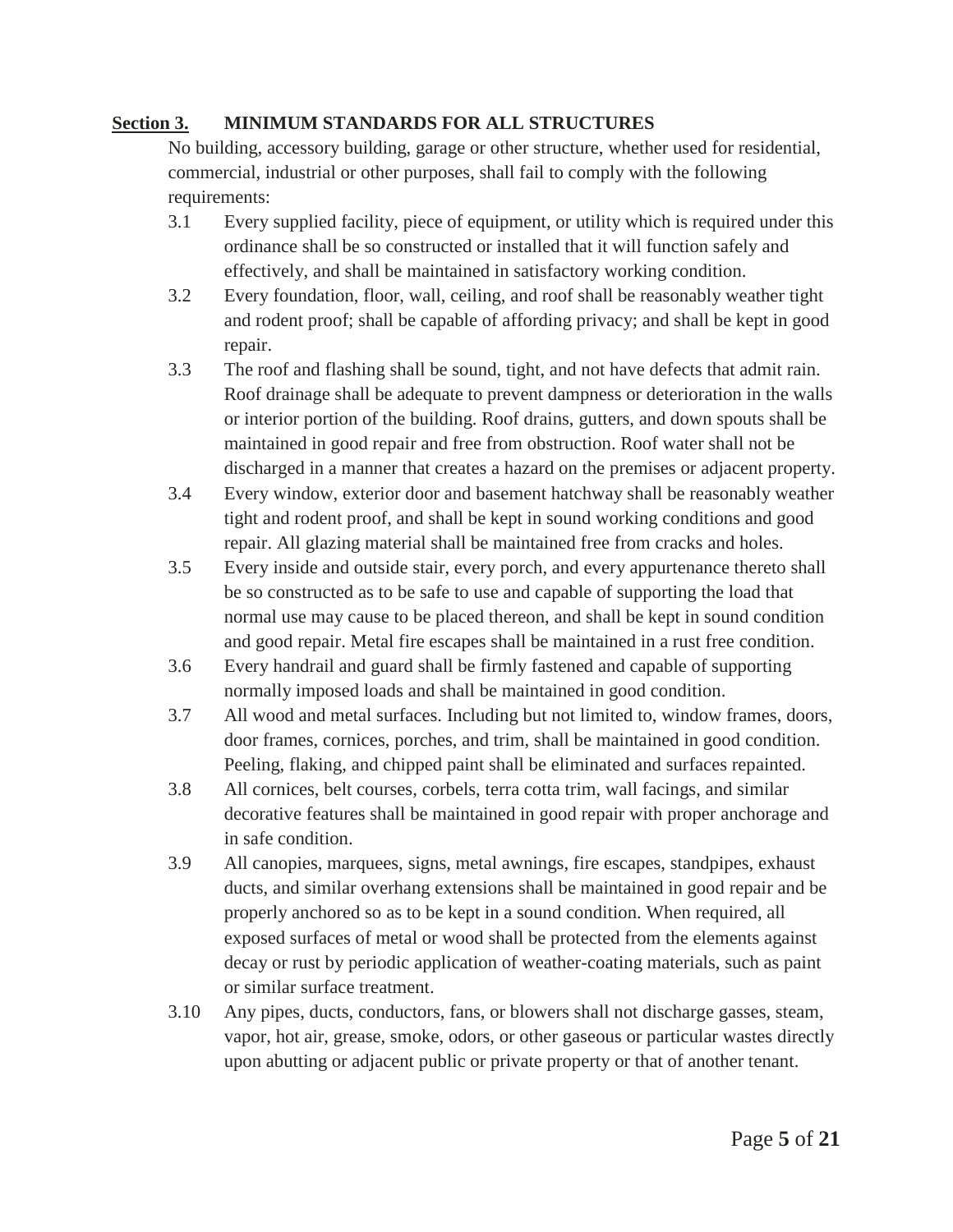## Section 3. MINIMUM STANDARDS FOR ALL STRUCTURES

No building, accessory building, garage or other structure, whether used for residential, commercial, industrial or other purposes, shall fail to comply with the following requirements:

3.1 Every supplied facility, piece of equipment, or utility which is required under this ordinance shall be so constructed or installed that it will function safely and effectively, and shall be maintained in satisfactory working condition.

3.2 Every foundation, floor, wall, ceiling, and roof shall be reasonably weather tight and rodent proof; shall be capable of affording privacy; and shall be kept in good repair.

3.3 The roof and flashing shall be sound, tight, and not have defects that admit rain. Roof drainage shall be adequate to prevent dampness or deterioration in the walls or interior portion of the building. Roof drains, gutters, and down spouts shall be maintained in good repair and free from obstruction. Roof water shall not be discharged in a manner that creates a hazard on the premises or adjacent property.

3.4 Every window, exterior door and basement hatchway shall be reasonably weather tight and rodent proof, and shall be kept in sound working conditions and good repair. All glazing material shall be maintained free from cracks and holes.

3.5 Every inside and outside stair, every porch, and every appurtenance thereto shall be so constructed as to be safe to use and capable of supporting the load that normal use may cause to be placed thereon, and shall be kept in sound condition and good repair. Metal fire escapes shall be maintained in a rust free condition.

3.6 Every handrail and guard shall be firmly fastened and capable of supporting normally imposed loads and shall be maintained in good condition.

3.7 All wood and metal surfaces. Including but not limited to, window frames, doors, door frames, cornices, porches, and trim, shall be maintained in good condition. Peeling, flaking, and chipped paint shall be eliminated and surfaces repainted.

3.8 All cornices, belt courses, corbels, terra cotta trim, wall facings, and similar decorative features shall be maintained in good repair with proper anchorage and in safe condition.

3.9 All canopies, marquees, signs, metal awnings, fire escapes, standpipes, exhaust ducts, and similar overhang extensions shall be maintained in good repair and be properly anchored so as to be kept in a sound condition. When required, all exposed surfaces of metal or wood shall be protected from the elements against decay or rust by periodic application of weather-coating materials, such as paint or similar surface treatment.

3.10 Any pipes, ducts, conductors, fans, or blowers shall not discharge gasses, steam, vapor, hot air, grease, smoke, odors, or other gaseous or particular wastes directly upon abutting or adjacent public or private property or that of another tenant.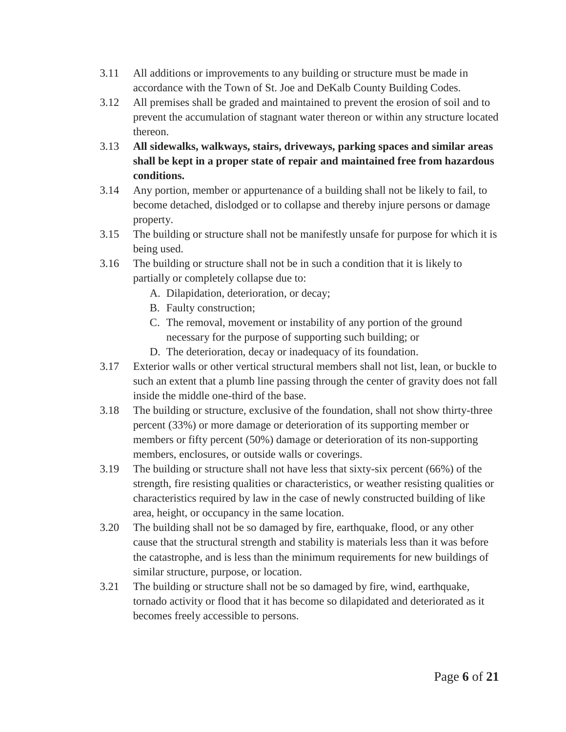3.11 All additions or improvements to any building or structure must be made in accordance with the Town of St. Joe and DeKalb County Building Codes.

3.12 All premises shall be graded and maintained to prevent the erosion of soil and to prevent the accumulation of stagnant water thereon or within any structure located thereon.

3.13 **All sidewalks, walkways, stairs, driveways, parking spaces and similar areas shall be kept in a proper state of repair and maintained free from hazardous conditions.**

3.14 Any portion, member or appurtenance of a building shall not be likely to fail, to become detached, dislodged or to collapse and thereby injure persons or damage property.

3.15 The building or structure shall not be manifestly unsafe for purpose for which it is being used.

3.16 The building or structure shall not be in such a condition that it is likely to partially or completely collapse due to:

  A. Dilapidation, deterioration, or decay;
  B. Faulty construction;
  C. The removal, movement or instability of any portion of the ground necessary for the purpose of supporting such building; or
  D. The deterioration, decay or inadequacy of its foundation.

3.17 Exterior walls or other vertical structural members shall not list, lean, or buckle to such an extent that a plumb line passing through the center of gravity does not fall inside the middle one-third of the base.

3.18 The building or structure, exclusive of the foundation, shall not show thirty-three percent (33%) or more damage or deterioration of its supporting member or members or fifty percent (50%) damage or deterioration of its non-supporting members, enclosures, or outside walls or coverings.

3.19 The building or structure shall not have less that sixty-six percent (66%) of the strength, fire resisting qualities or characteristics, or weather resisting qualities or characteristics required by law in the case of newly constructed building of like area, height, or occupancy in the same location.

3.20 The building shall not be so damaged by fire, earthquake, flood, or any other cause that the structural strength and stability is materials less than it was before the catastrophe, and is less than the minimum requirements for new buildings of similar structure, purpose, or location.

3.21 The building or structure shall not be so damaged by fire, wind, earthquake, tornado activity or flood that it has become so dilapidated and deteriorated as it becomes freely accessible to persons.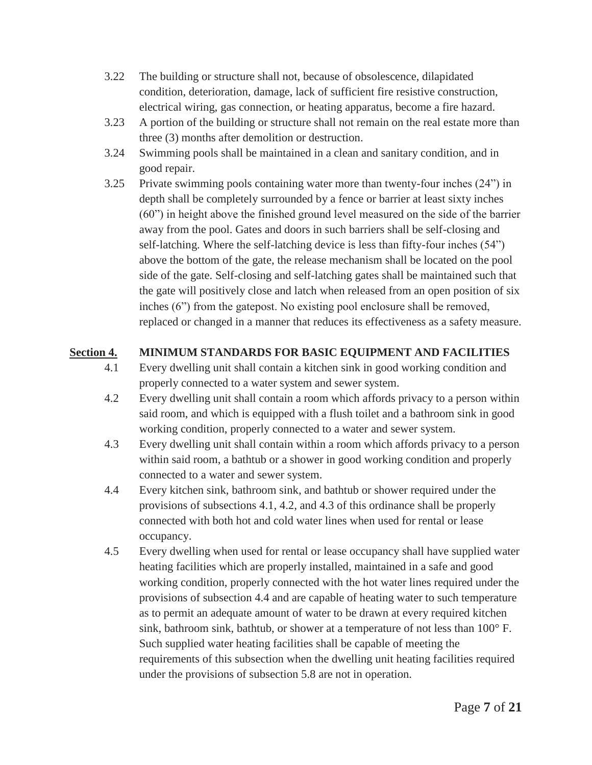3.22 The building or structure shall not, because of obsolescence, dilapidated condition, deterioration, damage, lack of sufficient fire resistive construction, electrical wiring, gas connection, or heating apparatus, become a fire hazard.

3.23 A portion of the building or structure shall not remain on the real estate more than three (3) months after demolition or destruction.

3.24 Swimming pools shall be maintained in a clean and sanitary condition, and in good repair.

3.25 Private swimming pools containing water more than twenty-four inches (24") in depth shall be completely surrounded by a fence or barrier at least sixty inches (60") in height above the finished ground level measured on the side of the barrier away from the pool. Gates and doors in such barriers shall be self-closing and self-latching. Where the self-latching device is less than fifty-four inches (54") above the bottom of the gate, the release mechanism shall be located on the pool side of the gate. Self-closing and self-latching gates shall be maintained such that the gate will positively close and latch when released from an open position of six inches (6") from the gatepost. No existing pool enclosure shall be removed, replaced or changed in a manner that reduces its effectiveness as a safety measure.

## Section 4. MINIMUM STANDARDS FOR BASIC EQUIPMENT AND FACILITIES

4.1 Every dwelling unit shall contain a kitchen sink in good working condition and properly connected to a water system and sewer system.

4.2 Every dwelling unit shall contain a room which affords privacy to a person within said room, and which is equipped with a flush toilet and a bathroom sink in good working condition, properly connected to a water and sewer system.

4.3 Every dwelling unit shall contain within a room which affords privacy to a person within said room, a bathtub or a shower in good working condition and properly connected to a water and sewer system.

4.4 Every kitchen sink, bathroom sink, and bathtub or shower required under the provisions of subsections 4.1, 4.2, and 4.3 of this ordinance shall be properly connected with both hot and cold water lines when used for rental or lease occupancy.

4.5 Every dwelling when used for rental or lease occupancy shall have supplied water heating facilities which are properly installed, maintained in a safe and good working condition, properly connected with the hot water lines required under the provisions of subsection 4.4 and are capable of heating water to such temperature as to permit an adequate amount of water to be drawn at every required kitchen sink, bathroom sink, bathtub, or shower at a temperature of not less than 100° F. Such supplied water heating facilities shall be capable of meeting the requirements of this subsection when the dwelling unit heating facilities required under the provisions of subsection 5.8 are not in operation.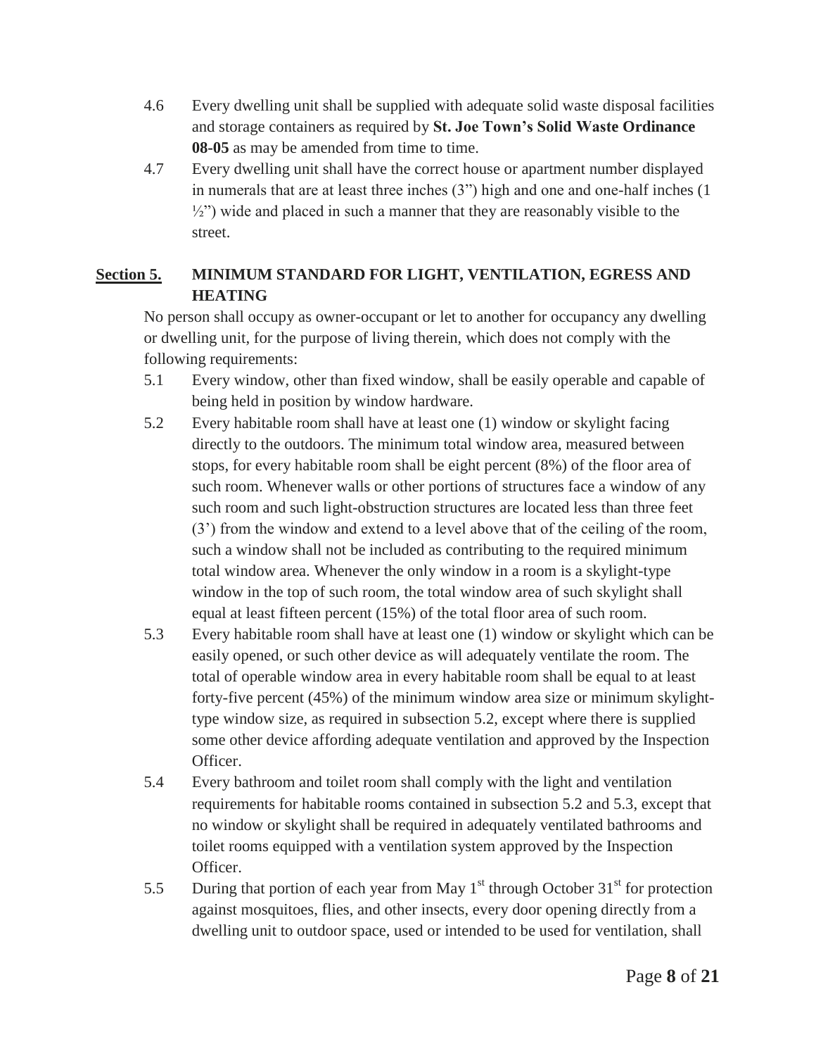4.6 Every dwelling unit shall be supplied with adequate solid waste disposal facilities and storage containers as required by **St. Joe Town's Solid Waste Ordinance 08-05** as may be amended from time to time.

4.7 Every dwelling unit shall have the correct house or apartment number displayed in numerals that are at least three inches (3") high and one and one-half inches (1 ½") wide and placed in such a manner that they are reasonably visible to the street.

## <u>Section 5.</u> MINIMUM STANDARD FOR LIGHT, VENTILATION, EGRESS AND HEATING

No person shall occupy as owner-occupant or let to another for occupancy any dwelling or dwelling unit, for the purpose of living therein, which does not comply with the following requirements:

5.1 Every window, other than fixed window, shall be easily operable and capable of being held in position by window hardware.

5.2 Every habitable room shall have at least one (1) window or skylight facing directly to the outdoors. The minimum total window area, measured between stops, for every habitable room shall be eight percent (8%) of the floor area of such room. Whenever walls or other portions of structures face a window of any such room and such light-obstruction structures are located less than three feet (3') from the window and extend to a level above that of the ceiling of the room, such a window shall not be included as contributing to the required minimum total window area. Whenever the only window in a room is a skylight-type window in the top of such room, the total window area of such skylight shall equal at least fifteen percent (15%) of the total floor area of such room.

5.3 Every habitable room shall have at least one (1) window or skylight which can be easily opened, or such other device as will adequately ventilate the room. The total of operable window area in every habitable room shall be equal to at least forty-five percent (45%) of the minimum window area size or minimum skylight-type window size, as required in subsection 5.2, except where there is supplied some other device affording adequate ventilation and approved by the Inspection Officer.

5.4 Every bathroom and toilet room shall comply with the light and ventilation requirements for habitable rooms contained in subsection 5.2 and 5.3, except that no window or skylight shall be required in adequately ventilated bathrooms and toilet rooms equipped with a ventilation system approved by the Inspection Officer.

5.5 During that portion of each year from May 1st through October 31st for protection against mosquitoes, flies, and other insects, every door opening directly from a dwelling unit to outdoor space, used or intended to be used for ventilation, shall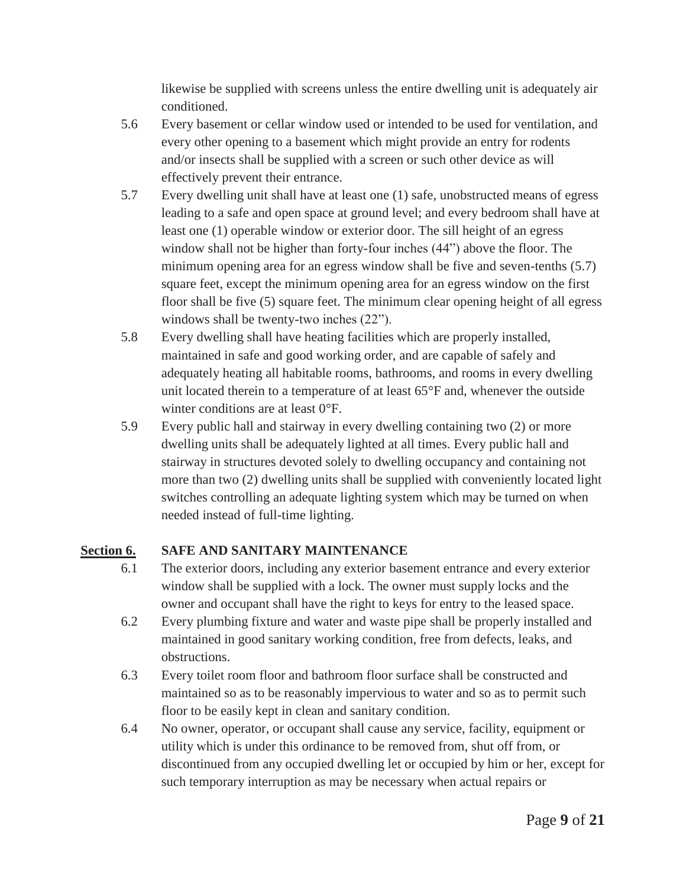likewise be supplied with screens unless the entire dwelling unit is adequately air conditioned.

5.6 Every basement or cellar window used or intended to be used for ventilation, and every other opening to a basement which might provide an entry for rodents and/or insects shall be supplied with a screen or such other device as will effectively prevent their entrance.

5.7 Every dwelling unit shall have at least one (1) safe, unobstructed means of egress leading to a safe and open space at ground level; and every bedroom shall have at least one (1) operable window or exterior door. The sill height of an egress window shall not be higher than forty-four inches (44") above the floor. The minimum opening area for an egress window shall be five and seven-tenths (5.7) square feet, except the minimum opening area for an egress window on the first floor shall be five (5) square feet. The minimum clear opening height of all egress windows shall be twenty-two inches (22").

5.8 Every dwelling shall have heating facilities which are properly installed, maintained in safe and good working order, and are capable of safely and adequately heating all habitable rooms, bathrooms, and rooms in every dwelling unit located therein to a temperature of at least 65°F and, whenever the outside winter conditions are at least 0°F.

5.9 Every public hall and stairway in every dwelling containing two (2) or more dwelling units shall be adequately lighted at all times. Every public hall and stairway in structures devoted solely to dwelling occupancy and containing not more than two (2) dwelling units shall be supplied with conveniently located light switches controlling an adequate lighting system which may be turned on when needed instead of full-time lighting.

## Section 6. SAFE AND SANITARY MAINTENANCE

6.1 The exterior doors, including any exterior basement entrance and every exterior window shall be supplied with a lock. The owner must supply locks and the owner and occupant shall have the right to keys for entry to the leased space.

6.2 Every plumbing fixture and water and waste pipe shall be properly installed and maintained in good sanitary working condition, free from defects, leaks, and obstructions.

6.3 Every toilet room floor and bathroom floor surface shall be constructed and maintained so as to be reasonably impervious to water and so as to permit such floor to be easily kept in clean and sanitary condition.

6.4 No owner, operator, or occupant shall cause any service, facility, equipment or utility which is under this ordinance to be removed from, shut off from, or discontinued from any occupied dwelling let or occupied by him or her, except for such temporary interruption as may be necessary when actual repairs or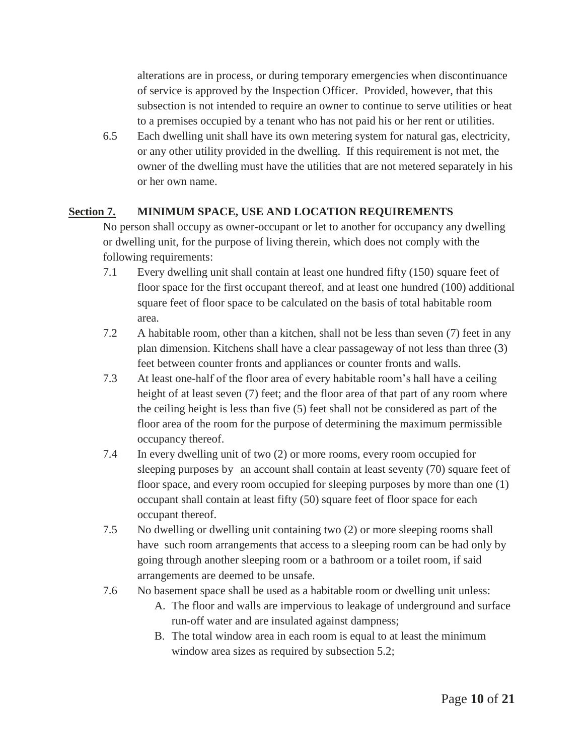alterations are in process, or during temporary emergencies when discontinuance of service is approved by the Inspection Officer. Provided, however, that this subsection is not intended to require an owner to continue to serve utilities or heat to a premises occupied by a tenant who has not paid his or her rent or utilities.

6.5 Each dwelling unit shall have its own metering system for natural gas, electricity, or any other utility provided in the dwelling. If this requirement is not met, the owner of the dwelling must have the utilities that are not metered separately in his or her own name.

## Section 7. MINIMUM SPACE, USE AND LOCATION REQUIREMENTS

No person shall occupy as owner-occupant or let to another for occupancy any dwelling or dwelling unit, for the purpose of living therein, which does not comply with the following requirements:

7.1 Every dwelling unit shall contain at least one hundred fifty (150) square feet of floor space for the first occupant thereof, and at least one hundred (100) additional square feet of floor space to be calculated on the basis of total habitable room area.

7.2 A habitable room, other than a kitchen, shall not be less than seven (7) feet in any plan dimension. Kitchens shall have a clear passageway of not less than three (3) feet between counter fronts and appliances or counter fronts and walls.

7.3 At least one-half of the floor area of every habitable room's hall have a ceiling height of at least seven (7) feet; and the floor area of that part of any room where the ceiling height is less than five (5) feet shall not be considered as part of the floor area of the room for the purpose of determining the maximum permissible occupancy thereof.

7.4 In every dwelling unit of two (2) or more rooms, every room occupied for sleeping purposes by an account shall contain at least seventy (70) square feet of floor space, and every room occupied for sleeping purposes by more than one (1) occupant shall contain at least fifty (50) square feet of floor space for each occupant thereof.

7.5 No dwelling or dwelling unit containing two (2) or more sleeping rooms shall have such room arrangements that access to a sleeping room can be had only by going through another sleeping room or a bathroom or a toilet room, if said arrangements are deemed to be unsafe.

7.6 No basement space shall be used as a habitable room or dwelling unit unless:

A. The floor and walls are impervious to leakage of underground and surface run-off water and are insulated against dampness;
B. The total window area in each room is equal to at least the minimum window area sizes as required by subsection 5.2;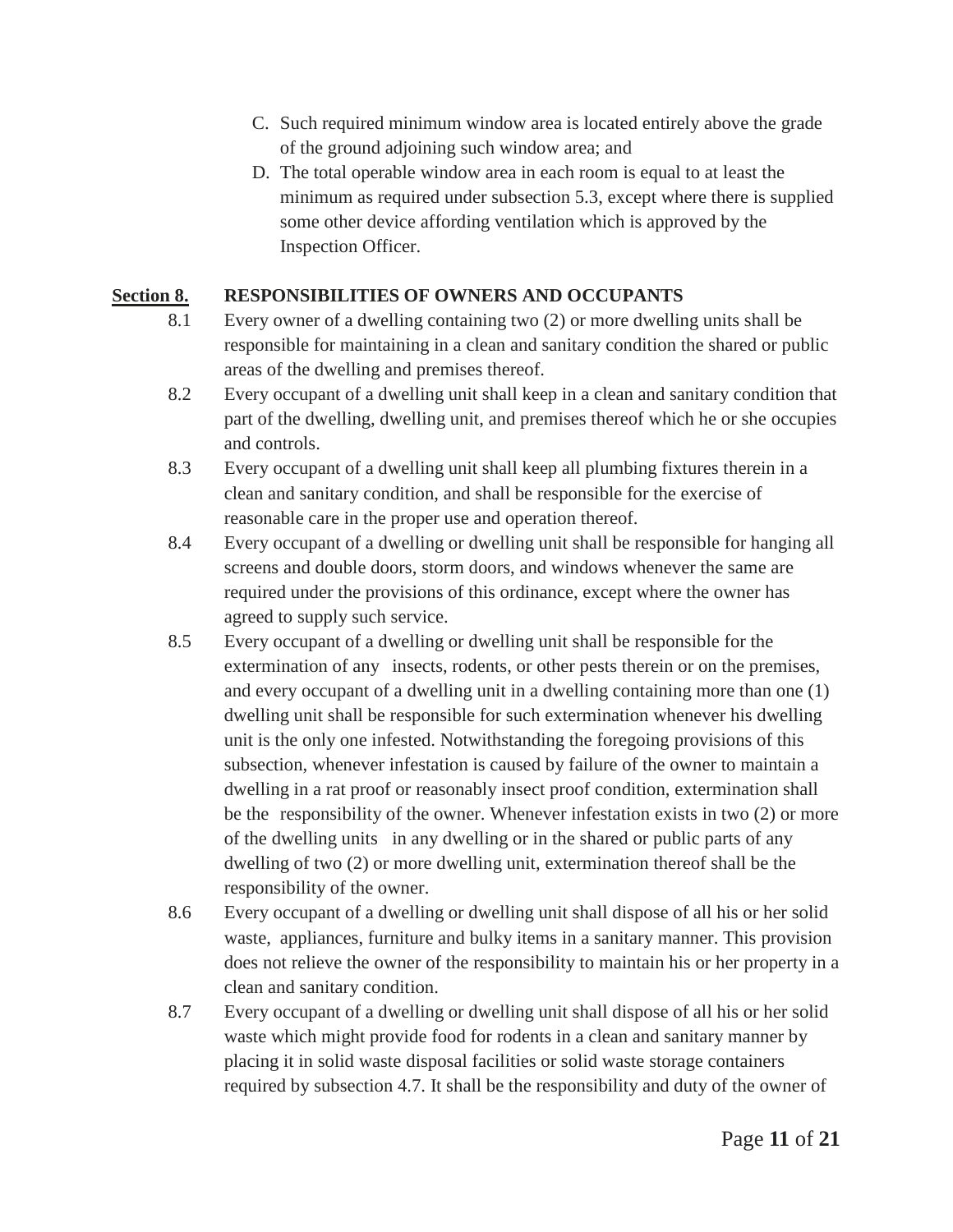C. Such required minimum window area is located entirely above the grade of the ground adjoining such window area; and

D. The total operable window area in each room is equal to at least the minimum as required under subsection 5.3, except where there is supplied some other device affording ventilation which is approved by the Inspection Officer.

## <u>Section 8.</u> RESPONSIBILITIES OF OWNERS AND OCCUPANTS

8.1 Every owner of a dwelling containing two (2) or more dwelling units shall be responsible for maintaining in a clean and sanitary condition the shared or public areas of the dwelling and premises thereof.

8.2 Every occupant of a dwelling unit shall keep in a clean and sanitary condition that part of the dwelling, dwelling unit, and premises thereof which he or she occupies and controls.

8.3 Every occupant of a dwelling unit shall keep all plumbing fixtures therein in a clean and sanitary condition, and shall be responsible for the exercise of reasonable care in the proper use and operation thereof.

8.4 Every occupant of a dwelling or dwelling unit shall be responsible for hanging all screens and double doors, storm doors, and windows whenever the same are required under the provisions of this ordinance, except where the owner has agreed to supply such service.

8.5 Every occupant of a dwelling or dwelling unit shall be responsible for the extermination of any insects, rodents, or other pests therein or on the premises, and every occupant of a dwelling unit in a dwelling containing more than one (1) dwelling unit shall be responsible for such extermination whenever his dwelling unit is the only one infested. Notwithstanding the foregoing provisions of this subsection, whenever infestation is caused by failure of the owner to maintain a dwelling in a rat proof or reasonably insect proof condition, extermination shall be the responsibility of the owner. Whenever infestation exists in two (2) or more of the dwelling units in any dwelling or in the shared or public parts of any dwelling of two (2) or more dwelling unit, extermination thereof shall be the responsibility of the owner.

8.6 Every occupant of a dwelling or dwelling unit shall dispose of all his or her solid waste, appliances, furniture and bulky items in a sanitary manner. This provision does not relieve the owner of the responsibility to maintain his or her property in a clean and sanitary condition.

8.7 Every occupant of a dwelling or dwelling unit shall dispose of all his or her solid waste which might provide food for rodents in a clean and sanitary manner by placing it in solid waste disposal facilities or solid waste storage containers required by subsection 4.7. It shall be the responsibility and duty of the owner of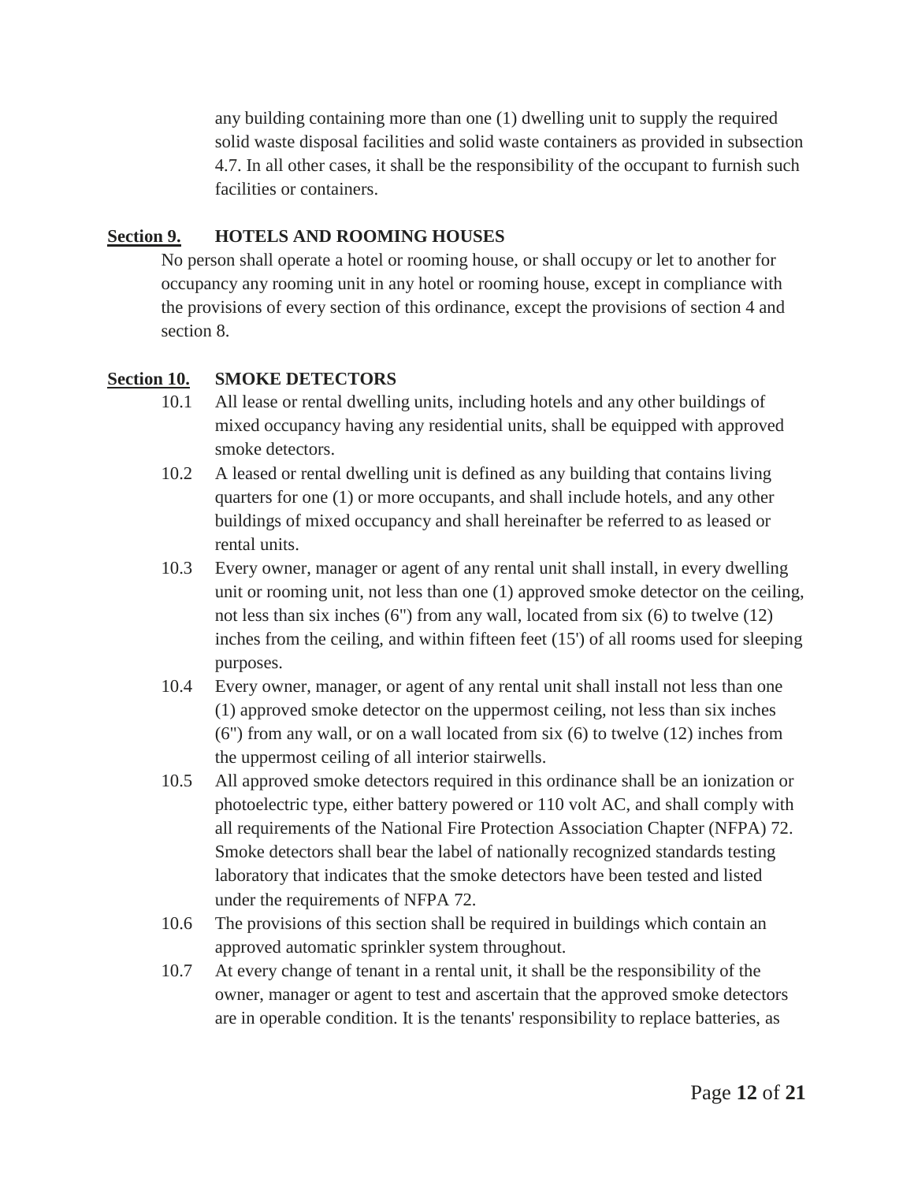any building containing more than one (1) dwelling unit to supply the required solid waste disposal facilities and solid waste containers as provided in subsection 4.7. In all other cases, it shall be the responsibility of the occupant to furnish such facilities or containers.

## **Section 9.** HOTELS AND ROOMING HOUSES

No person shall operate a hotel or rooming house, or shall occupy or let to another for occupancy any rooming unit in any hotel or rooming house, except in compliance with the provisions of every section of this ordinance, except the provisions of section 4 and section 8.

## **Section 10.** SMOKE DETECTORS

10.1 All lease or rental dwelling units, including hotels and any other buildings of mixed occupancy having any residential units, shall be equipped with approved smoke detectors.

10.2 A leased or rental dwelling unit is defined as any building that contains living quarters for one (1) or more occupants, and shall include hotels, and any other buildings of mixed occupancy and shall hereinafter be referred to as leased or rental units.

10.3 Every owner, manager or agent of any rental unit shall install, in every dwelling unit or rooming unit, not less than one (1) approved smoke detector on the ceiling, not less than six inches (6") from any wall, located from six (6) to twelve (12) inches from the ceiling, and within fifteen feet (15') of all rooms used for sleeping purposes.

10.4 Every owner, manager, or agent of any rental unit shall install not less than one (1) approved smoke detector on the uppermost ceiling, not less than six inches (6") from any wall, or on a wall located from six (6) to twelve (12) inches from the uppermost ceiling of all interior stairwells.

10.5 All approved smoke detectors required in this ordinance shall be an ionization or photoelectric type, either battery powered or 110 volt AC, and shall comply with all requirements of the National Fire Protection Association Chapter (NFPA) 72. Smoke detectors shall bear the label of nationally recognized standards testing laboratory that indicates that the smoke detectors have been tested and listed under the requirements of NFPA 72.

10.6 The provisions of this section shall be required in buildings which contain an approved automatic sprinkler system throughout.

10.7 At every change of tenant in a rental unit, it shall be the responsibility of the owner, manager or agent to test and ascertain that the approved smoke detectors are in operable condition. It is the tenants' responsibility to replace batteries, as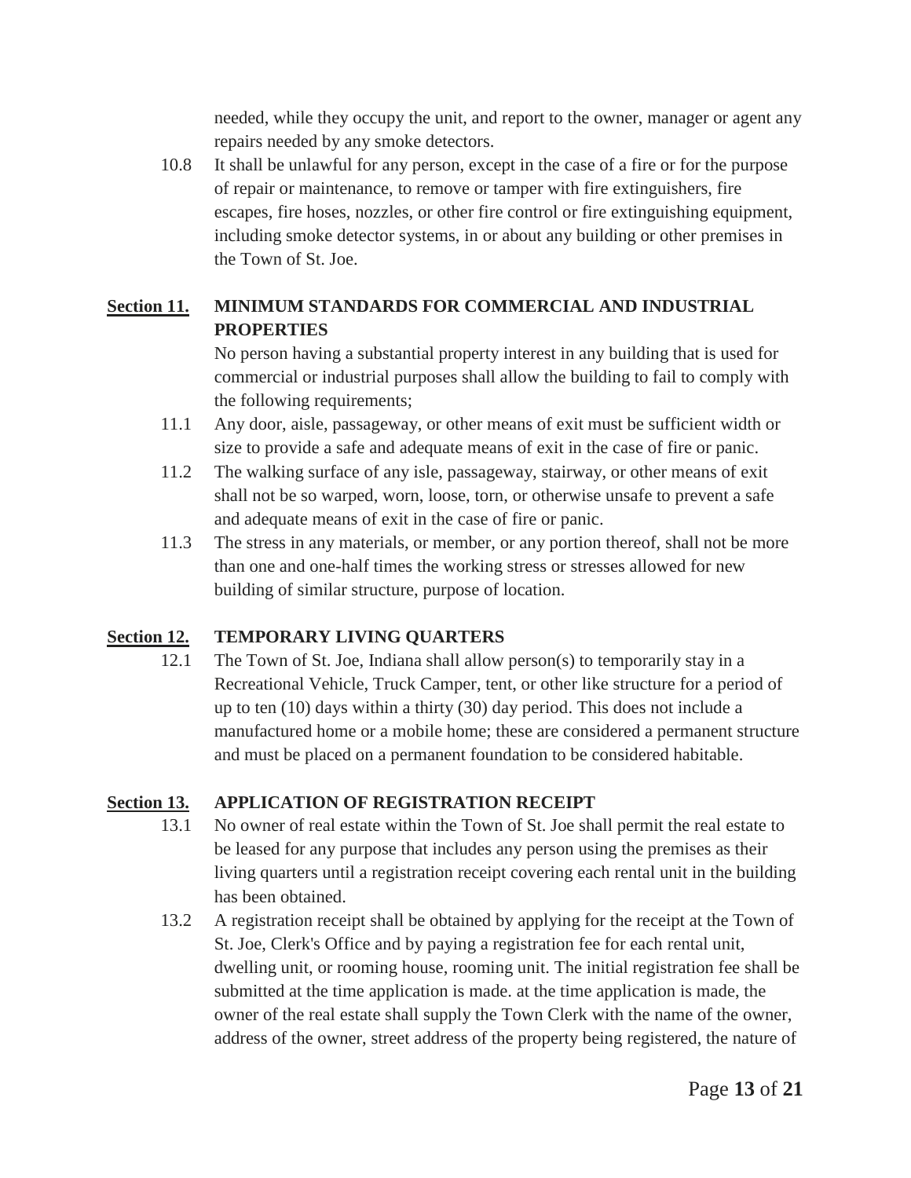needed, while they occupy the unit, and report to the owner, manager or agent any repairs needed by any smoke detectors.

10.8 It shall be unlawful for any person, except in the case of a fire or for the purpose of repair or maintenance, to remove or tamper with fire extinguishers, fire escapes, fire hoses, nozzles, or other fire control or fire extinguishing equipment, including smoke detector systems, in or about any building or other premises in the Town of St. Joe.

## Section 11. MINIMUM STANDARDS FOR COMMERCIAL AND INDUSTRIAL PROPERTIES

No person having a substantial property interest in any building that is used for commercial or industrial purposes shall allow the building to fail to comply with the following requirements;

11.1 Any door, aisle, passageway, or other means of exit must be sufficient width or size to provide a safe and adequate means of exit in the case of fire or panic.

11.2 The walking surface of any isle, passageway, stairway, or other means of exit shall not be so warped, worn, loose, torn, or otherwise unsafe to prevent a safe and adequate means of exit in the case of fire or panic.

11.3 The stress in any materials, or member, or any portion thereof, shall not be more than one and one-half times the working stress or stresses allowed for new building of similar structure, purpose of location.

## Section 12. TEMPORARY LIVING QUARTERS

12.1 The Town of St. Joe, Indiana shall allow person(s) to temporarily stay in a Recreational Vehicle, Truck Camper, tent, or other like structure for a period of up to ten (10) days within a thirty (30) day period. This does not include a manufactured home or a mobile home; these are considered a permanent structure and must be placed on a permanent foundation to be considered habitable.

## Section 13. APPLICATION OF REGISTRATION RECEIPT

13.1 No owner of real estate within the Town of St. Joe shall permit the real estate to be leased for any purpose that includes any person using the premises as their living quarters until a registration receipt covering each rental unit in the building has been obtained.

13.2 A registration receipt shall be obtained by applying for the receipt at the Town of St. Joe, Clerk's Office and by paying a registration fee for each rental unit, dwelling unit, or rooming house, rooming unit. The initial registration fee shall be submitted at the time application is made. at the time application is made, the owner of the real estate shall supply the Town Clerk with the name of the owner, address of the owner, street address of the property being registered, the nature of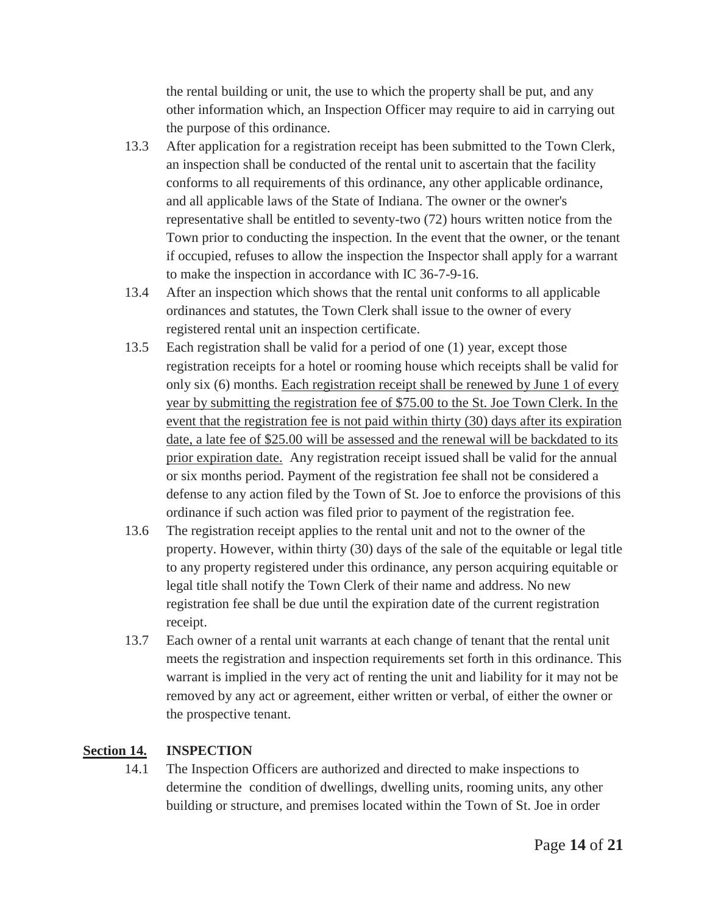the rental building or unit, the use to which the property shall be put, and any other information which, an Inspection Officer may require to aid in carrying out the purpose of this ordinance.

13.3 After application for a registration receipt has been submitted to the Town Clerk, an inspection shall be conducted of the rental unit to ascertain that the facility conforms to all requirements of this ordinance, any other applicable ordinance, and all applicable laws of the State of Indiana. The owner or the owner's representative shall be entitled to seventy-two (72) hours written notice from the Town prior to conducting the inspection. In the event that the owner, or the tenant if occupied, refuses to allow the inspection the Inspector shall apply for a warrant to make the inspection in accordance with IC 36-7-9-16.

13.4 After an inspection which shows that the rental unit conforms to all applicable ordinances and statutes, the Town Clerk shall issue to the owner of every registered rental unit an inspection certificate.

13.5 Each registration shall be valid for a period of one (1) year, except those registration receipts for a hotel or rooming house which receipts shall be valid for only six (6) months. <u>Each registration receipt shall be renewed by June 1 of every year by submitting the registration fee of $75.00 to the St. Joe Town Clerk. In the event that the registration fee is not paid within thirty (30) days after its expiration date, a late fee of $25.00 will be assessed and the renewal will be backdated to its prior expiration date.</u> Any registration receipt issued shall be valid for the annual or six months period. Payment of the registration fee shall not be considered a defense to any action filed by the Town of St. Joe to enforce the provisions of this ordinance if such action was filed prior to payment of the registration fee.

13.6 The registration receipt applies to the rental unit and not to the owner of the property. However, within thirty (30) days of the sale of the equitable or legal title to any property registered under this ordinance, any person acquiring equitable or legal title shall notify the Town Clerk of their name and address. No new registration fee shall be due until the expiration date of the current registration receipt.

13.7 Each owner of a rental unit warrants at each change of tenant that the rental unit meets the registration and inspection requirements set forth in this ordinance. This warrant is implied in the very act of renting the unit and liability for it may not be removed by any act or agreement, either written or verbal, of either the owner or the prospective tenant.

## <u>Section 14.</u> INSPECTION

14.1 The Inspection Officers are authorized and directed to make inspections to determine the condition of dwellings, dwelling units, rooming units, any other building or structure, and premises located within the Town of St. Joe in order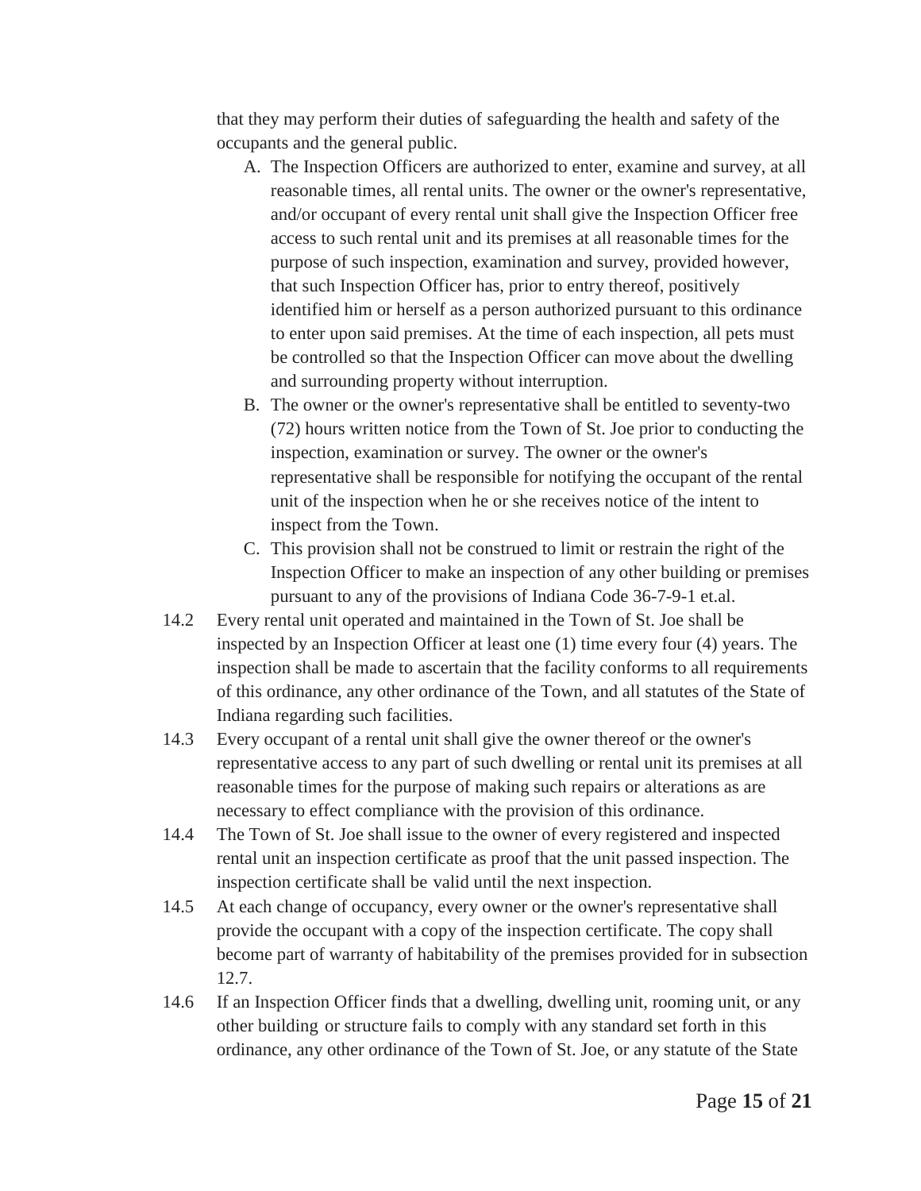that they may perform their duties of safeguarding the health and safety of the occupants and the general public.

A. The Inspection Officers are authorized to enter, examine and survey, at all reasonable times, all rental units. The owner or the owner's representative, and/or occupant of every rental unit shall give the Inspection Officer free access to such rental unit and its premises at all reasonable times for the purpose of such inspection, examination and survey, provided however, that such Inspection Officer has, prior to entry thereof, positively identified him or herself as a person authorized pursuant to this ordinance to enter upon said premises. At the time of each inspection, all pets must be controlled so that the Inspection Officer can move about the dwelling and surrounding property without interruption.

B. The owner or the owner's representative shall be entitled to seventy-two (72) hours written notice from the Town of St. Joe prior to conducting the inspection, examination or survey. The owner or the owner's representative shall be responsible for notifying the occupant of the rental unit of the inspection when he or she receives notice of the intent to inspect from the Town.

C. This provision shall not be construed to limit or restrain the right of the Inspection Officer to make an inspection of any other building or premises pursuant to any of the provisions of Indiana Code 36-7-9-1 et.al.

14.2 Every rental unit operated and maintained in the Town of St. Joe shall be inspected by an Inspection Officer at least one (1) time every four (4) years. The inspection shall be made to ascertain that the facility conforms to all requirements of this ordinance, any other ordinance of the Town, and all statutes of the State of Indiana regarding such facilities.

14.3 Every occupant of a rental unit shall give the owner thereof or the owner's representative access to any part of such dwelling or rental unit its premises at all reasonable times for the purpose of making such repairs or alterations as are necessary to effect compliance with the provision of this ordinance.

14.4 The Town of St. Joe shall issue to the owner of every registered and inspected rental unit an inspection certificate as proof that the unit passed inspection. The inspection certificate shall be valid until the next inspection.

14.5 At each change of occupancy, every owner or the owner's representative shall provide the occupant with a copy of the inspection certificate. The copy shall become part of warranty of habitability of the premises provided for in subsection 12.7.

14.6 If an Inspection Officer finds that a dwelling, dwelling unit, rooming unit, or any other building or structure fails to comply with any standard set forth in this ordinance, any other ordinance of the Town of St. Joe, or any statute of the State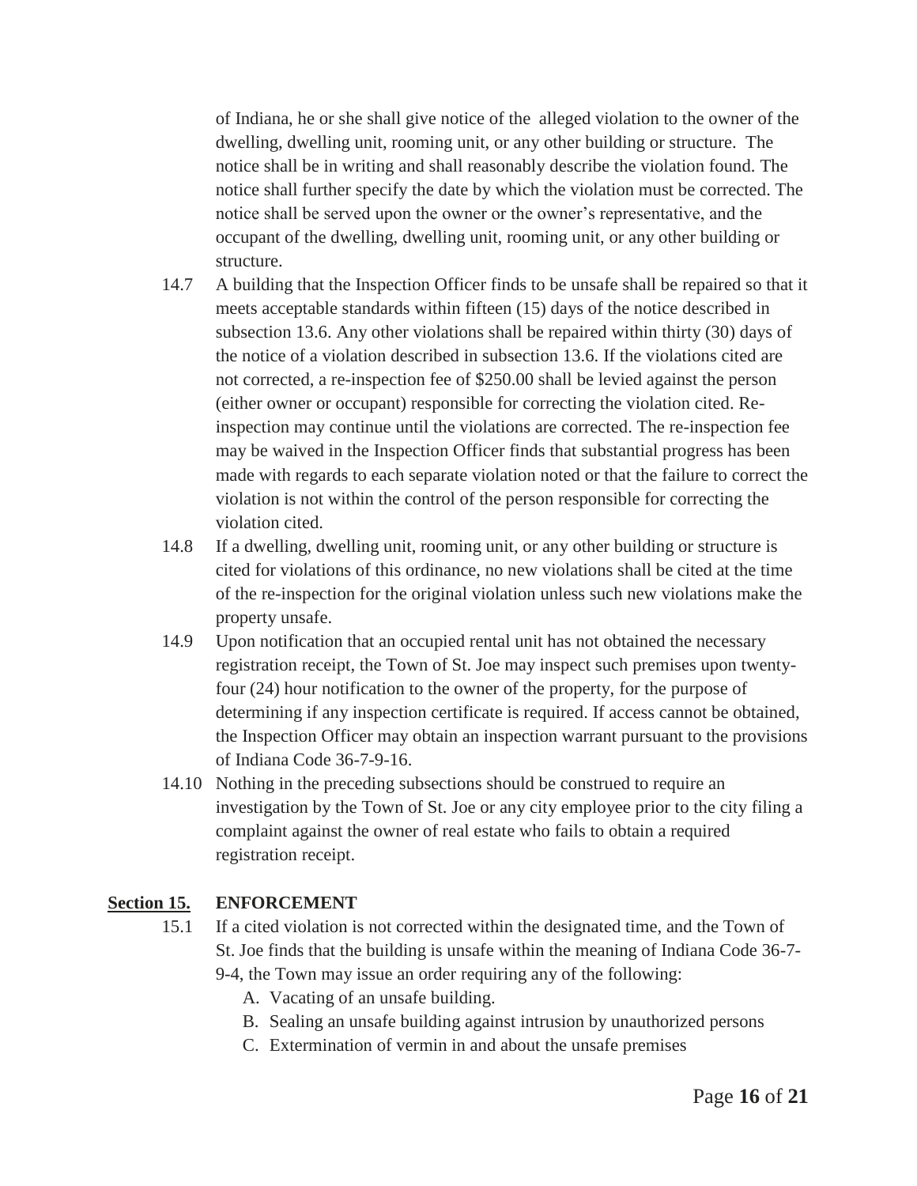of Indiana, he or she shall give notice of the alleged violation to the owner of the dwelling, dwelling unit, rooming unit, or any other building or structure. The notice shall be in writing and shall reasonably describe the violation found. The notice shall further specify the date by which the violation must be corrected. The notice shall be served upon the owner or the owner's representative, and the occupant of the dwelling, dwelling unit, rooming unit, or any other building or structure.

14.7 A building that the Inspection Officer finds to be unsafe shall be repaired so that it meets acceptable standards within fifteen (15) days of the notice described in subsection 13.6. Any other violations shall be repaired within thirty (30) days of the notice of a violation described in subsection 13.6. If the violations cited are not corrected, a re-inspection fee of $250.00 shall be levied against the person (either owner or occupant) responsible for correcting the violation cited. Re-inspection may continue until the violations are corrected. The re-inspection fee may be waived in the Inspection Officer finds that substantial progress has been made with regards to each separate violation noted or that the failure to correct the violation is not within the control of the person responsible for correcting the violation cited.

14.8 If a dwelling, dwelling unit, rooming unit, or any other building or structure is cited for violations of this ordinance, no new violations shall be cited at the time of the re-inspection for the original violation unless such new violations make the property unsafe.

14.9 Upon notification that an occupied rental unit has not obtained the necessary registration receipt, the Town of St. Joe may inspect such premises upon twenty-four (24) hour notification to the owner of the property, for the purpose of determining if any inspection certificate is required. If access cannot be obtained, the Inspection Officer may obtain an inspection warrant pursuant to the provisions of Indiana Code 36-7-9-16.

14.10 Nothing in the preceding subsections should be construed to require an investigation by the Town of St. Joe or any city employee prior to the city filing a complaint against the owner of real estate who fails to obtain a required registration receipt.

## Section 15. ENFORCEMENT

15.1 If a cited violation is not corrected within the designated time, and the Town of St. Joe finds that the building is unsafe within the meaning of Indiana Code 36-7-9-4, the Town may issue an order requiring any of the following:

A. Vacating of an unsafe building.
B. Sealing an unsafe building against intrusion by unauthorized persons
C. Extermination of vermin in and about the unsafe premises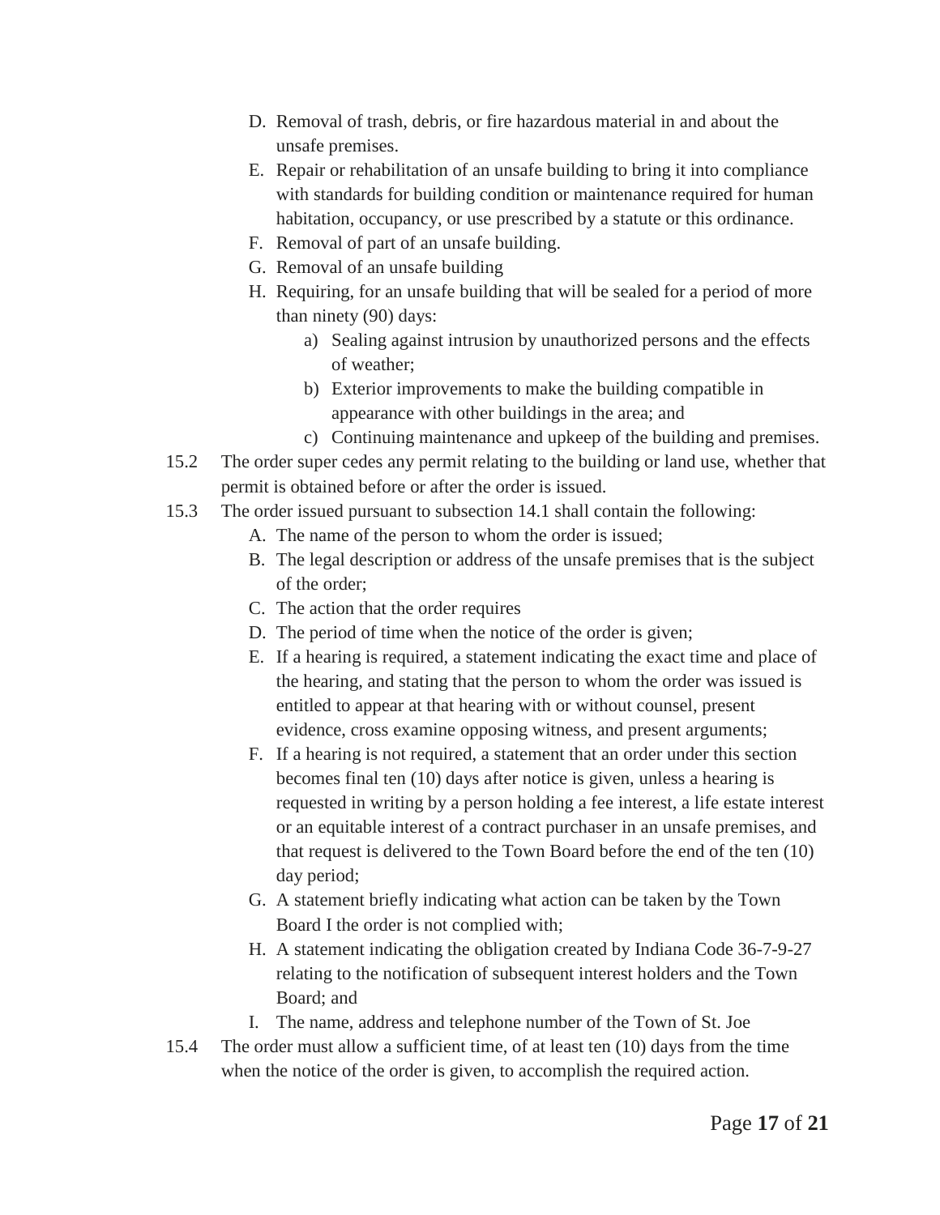D. Removal of trash, debris, or fire hazardous material in and about the unsafe premises.
E. Repair or rehabilitation of an unsafe building to bring it into compliance with standards for building condition or maintenance required for human habitation, occupancy, or use prescribed by a statute or this ordinance.
F. Removal of part of an unsafe building.
G. Removal of an unsafe building
H. Requiring, for an unsafe building that will be sealed for a period of more than ninety (90) days:
    a) Sealing against intrusion by unauthorized persons and the effects of weather;
    b) Exterior improvements to make the building compatible in appearance with other buildings in the area; and
    c) Continuing maintenance and upkeep of the building and premises.

15.2 The order super cedes any permit relating to the building or land use, whether that permit is obtained before or after the order is issued.

15.3 The order issued pursuant to subsection 14.1 shall contain the following:

A. The name of the person to whom the order is issued;
B. The legal description or address of the unsafe premises that is the subject of the order;
C. The action that the order requires
D. The period of time when the notice of the order is given;
E. If a hearing is required, a statement indicating the exact time and place of the hearing, and stating that the person to whom the order was issued is entitled to appear at that hearing with or without counsel, present evidence, cross examine opposing witness, and present arguments;
F. If a hearing is not required, a statement that an order under this section becomes final ten (10) days after notice is given, unless a hearing is requested in writing by a person holding a fee interest, a life estate interest or an equitable interest of a contract purchaser in an unsafe premises, and that request is delivered to the Town Board before the end of the ten (10) day period;
G. A statement briefly indicating what action can be taken by the Town Board I the order is not complied with;
H. A statement indicating the obligation created by Indiana Code 36-7-9-27 relating to the notification of subsequent interest holders and the Town Board; and
I. The name, address and telephone number of the Town of St. Joe

15.4 The order must allow a sufficient time, of at least ten (10) days from the time when the notice of the order is given, to accomplish the required action.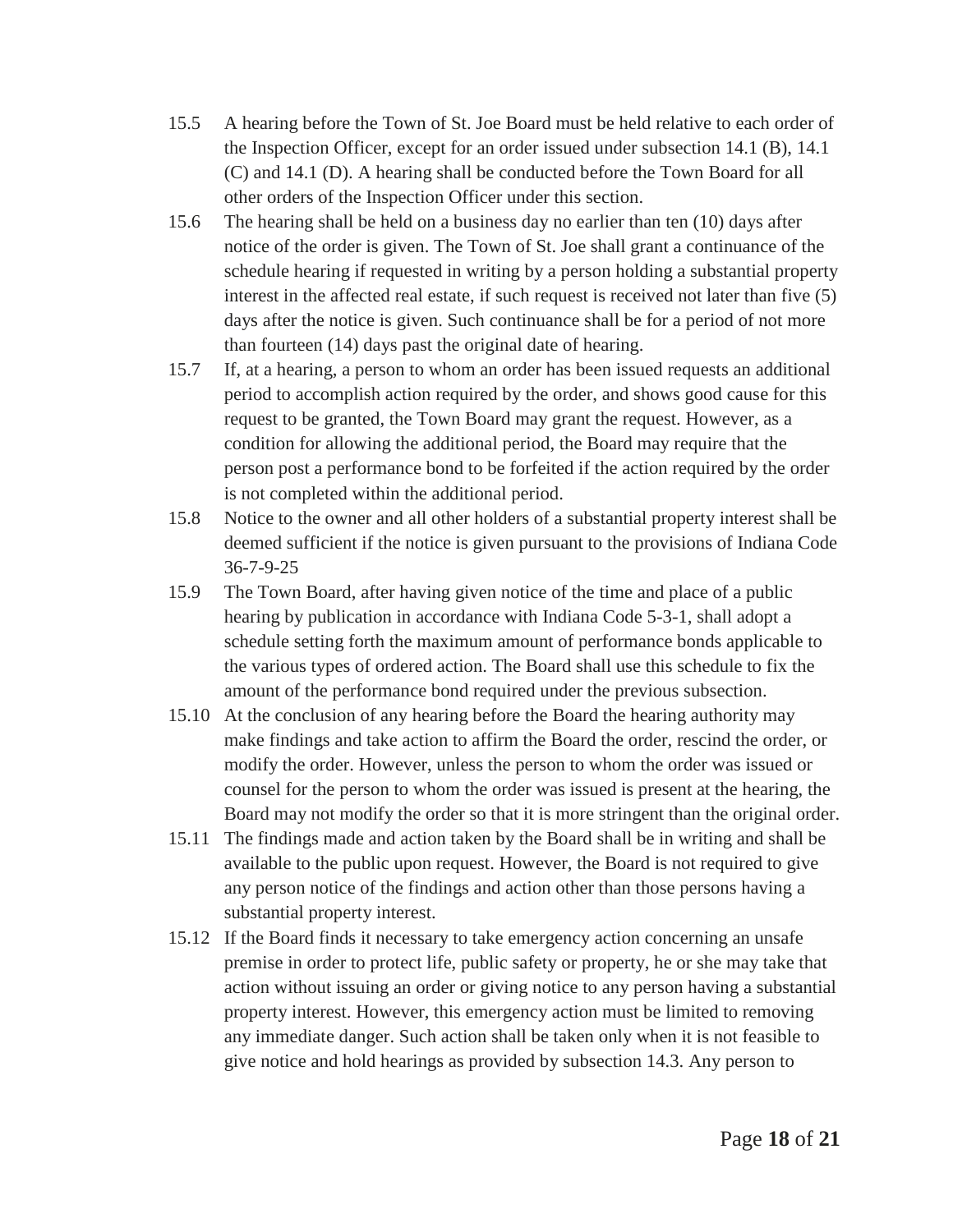15.5 A hearing before the Town of St. Joe Board must be held relative to each order of the Inspection Officer, except for an order issued under subsection 14.1 (B), 14.1 (C) and 14.1 (D). A hearing shall be conducted before the Town Board for all other orders of the Inspection Officer under this section.

15.6 The hearing shall be held on a business day no earlier than ten (10) days after notice of the order is given. The Town of St. Joe shall grant a continuance of the schedule hearing if requested in writing by a person holding a substantial property interest in the affected real estate, if such request is received not later than five (5) days after the notice is given. Such continuance shall be for a period of not more than fourteen (14) days past the original date of hearing.

15.7 If, at a hearing, a person to whom an order has been issued requests an additional period to accomplish action required by the order, and shows good cause for this request to be granted, the Town Board may grant the request. However, as a condition for allowing the additional period, the Board may require that the person post a performance bond to be forfeited if the action required by the order is not completed within the additional period.

15.8 Notice to the owner and all other holders of a substantial property interest shall be deemed sufficient if the notice is given pursuant to the provisions of Indiana Code 36-7-9-25

15.9 The Town Board, after having given notice of the time and place of a public hearing by publication in accordance with Indiana Code 5-3-1, shall adopt a schedule setting forth the maximum amount of performance bonds applicable to the various types of ordered action. The Board shall use this schedule to fix the amount of the performance bond required under the previous subsection.

15.10 At the conclusion of any hearing before the Board the hearing authority may make findings and take action to affirm the Board the order, rescind the order, or modify the order. However, unless the person to whom the order was issued or counsel for the person to whom the order was issued is present at the hearing, the Board may not modify the order so that it is more stringent than the original order.

15.11 The findings made and action taken by the Board shall be in writing and shall be available to the public upon request. However, the Board is not required to give any person notice of the findings and action other than those persons having a substantial property interest.

15.12 If the Board finds it necessary to take emergency action concerning an unsafe premise in order to protect life, public safety or property, he or she may take that action without issuing an order or giving notice to any person having a substantial property interest. However, this emergency action must be limited to removing any immediate danger. Such action shall be taken only when it is not feasible to give notice and hold hearings as provided by subsection 14.3. Any person to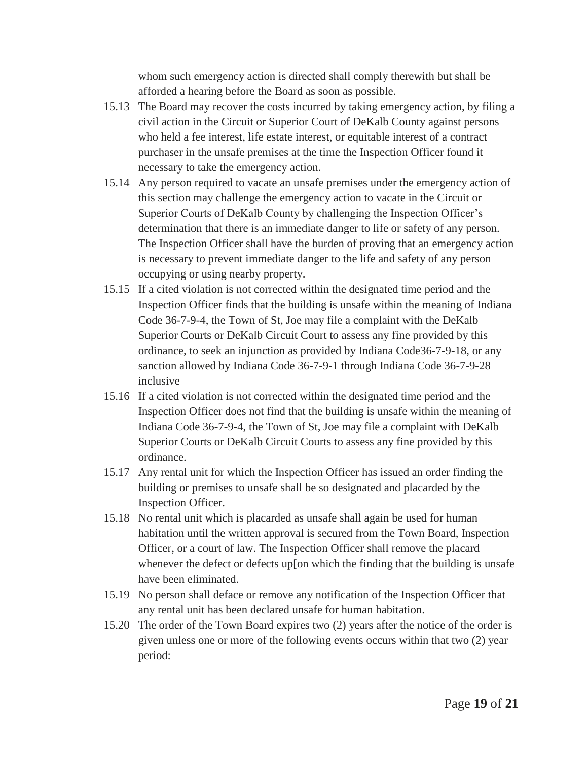whom such emergency action is directed shall comply therewith but shall be afforded a hearing before the Board as soon as possible.

15.13 The Board may recover the costs incurred by taking emergency action, by filing a civil action in the Circuit or Superior Court of DeKalb County against persons who held a fee interest, life estate interest, or equitable interest of a contract purchaser in the unsafe premises at the time the Inspection Officer found it necessary to take the emergency action.

15.14 Any person required to vacate an unsafe premises under the emergency action of this section may challenge the emergency action to vacate in the Circuit or Superior Courts of DeKalb County by challenging the Inspection Officer's determination that there is an immediate danger to life or safety of any person. The Inspection Officer shall have the burden of proving that an emergency action is necessary to prevent immediate danger to the life and safety of any person occupying or using nearby property.

15.15 If a cited violation is not corrected within the designated time period and the Inspection Officer finds that the building is unsafe within the meaning of Indiana Code 36-7-9-4, the Town of St, Joe may file a complaint with the DeKalb Superior Courts or DeKalb Circuit Court to assess any fine provided by this ordinance, to seek an injunction as provided by Indiana Code36-7-9-18, or any sanction allowed by Indiana Code 36-7-9-1 through Indiana Code 36-7-9-28 inclusive

15.16 If a cited violation is not corrected within the designated time period and the Inspection Officer does not find that the building is unsafe within the meaning of Indiana Code 36-7-9-4, the Town of St, Joe may file a complaint with DeKalb Superior Courts or DeKalb Circuit Courts to assess any fine provided by this ordinance.

15.17 Any rental unit for which the Inspection Officer has issued an order finding the building or premises to unsafe shall be so designated and placarded by the Inspection Officer.

15.18 No rental unit which is placarded as unsafe shall again be used for human habitation until the written approval is secured from the Town Board, Inspection Officer, or a court of law. The Inspection Officer shall remove the placard whenever the defect or defects up[on which the finding that the building is unsafe have been eliminated.

15.19 No person shall deface or remove any notification of the Inspection Officer that any rental unit has been declared unsafe for human habitation.

15.20 The order of the Town Board expires two (2) years after the notice of the order is given unless one or more of the following events occurs within that two (2) year period: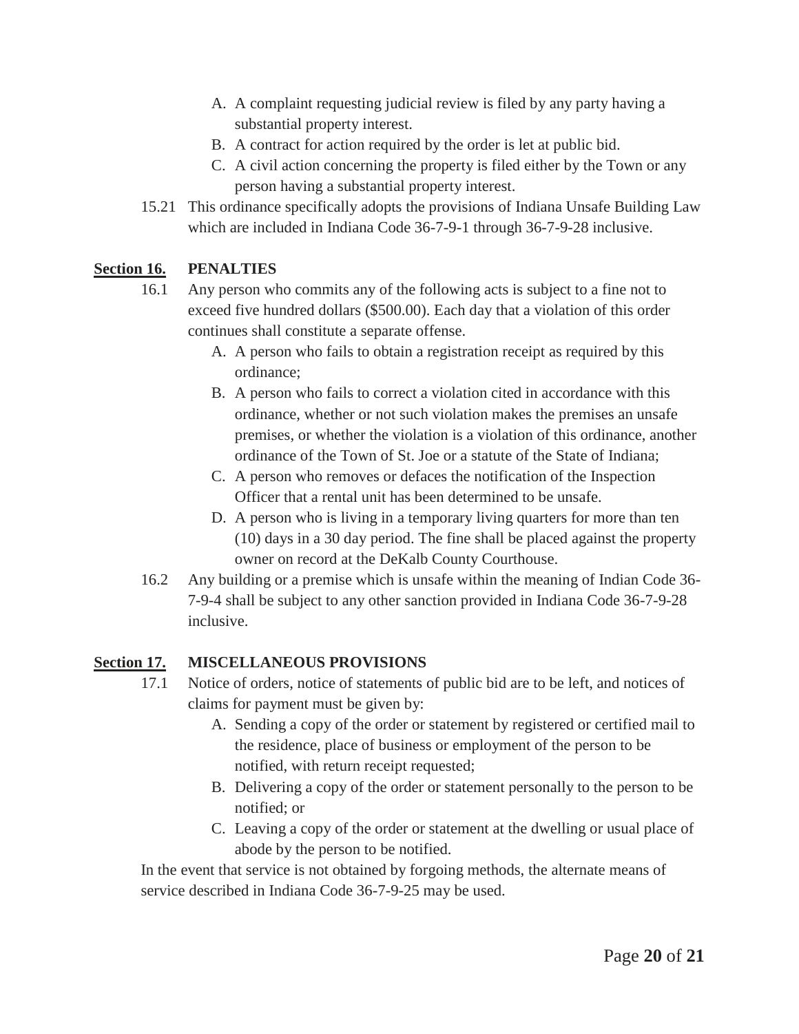A. A complaint requesting judicial review is filed by any party having a substantial property interest.
B. A contract for action required by the order is let at public bid.
C. A civil action concerning the property is filed either by the Town or any person having a substantial property interest.

15.21 This ordinance specifically adopts the provisions of Indiana Unsafe Building Law which are included in Indiana Code 36-7-9-1 through 36-7-9-28 inclusive.

## Section 16. PENALTIES

16.1 Any person who commits any of the following acts is subject to a fine not to exceed five hundred dollars ($500.00). Each day that a violation of this order continues shall constitute a separate offense.

A. A person who fails to obtain a registration receipt as required by this ordinance;
B. A person who fails to correct a violation cited in accordance with this ordinance, whether or not such violation makes the premises an unsafe premises, or whether the violation is a violation of this ordinance, another ordinance of the Town of St. Joe or a statute of the State of Indiana;
C. A person who removes or defaces the notification of the Inspection Officer that a rental unit has been determined to be unsafe.
D. A person who is living in a temporary living quarters for more than ten (10) days in a 30 day period. The fine shall be placed against the property owner on record at the DeKalb County Courthouse.

16.2 Any building or a premise which is unsafe within the meaning of Indian Code 36-7-9-4 shall be subject to any other sanction provided in Indiana Code 36-7-9-28 inclusive.

## Section 17. MISCELLANEOUS PROVISIONS

17.1 Notice of orders, notice of statements of public bid are to be left, and notices of claims for payment must be given by:

A. Sending a copy of the order or statement by registered or certified mail to the residence, place of business or employment of the person to be notified, with return receipt requested;
B. Delivering a copy of the order or statement personally to the person to be notified; or
C. Leaving a copy of the order or statement at the dwelling or usual place of abode by the person to be notified.

In the event that service is not obtained by forgoing methods, the alternate means of service described in Indiana Code 36-7-9-25 may be used.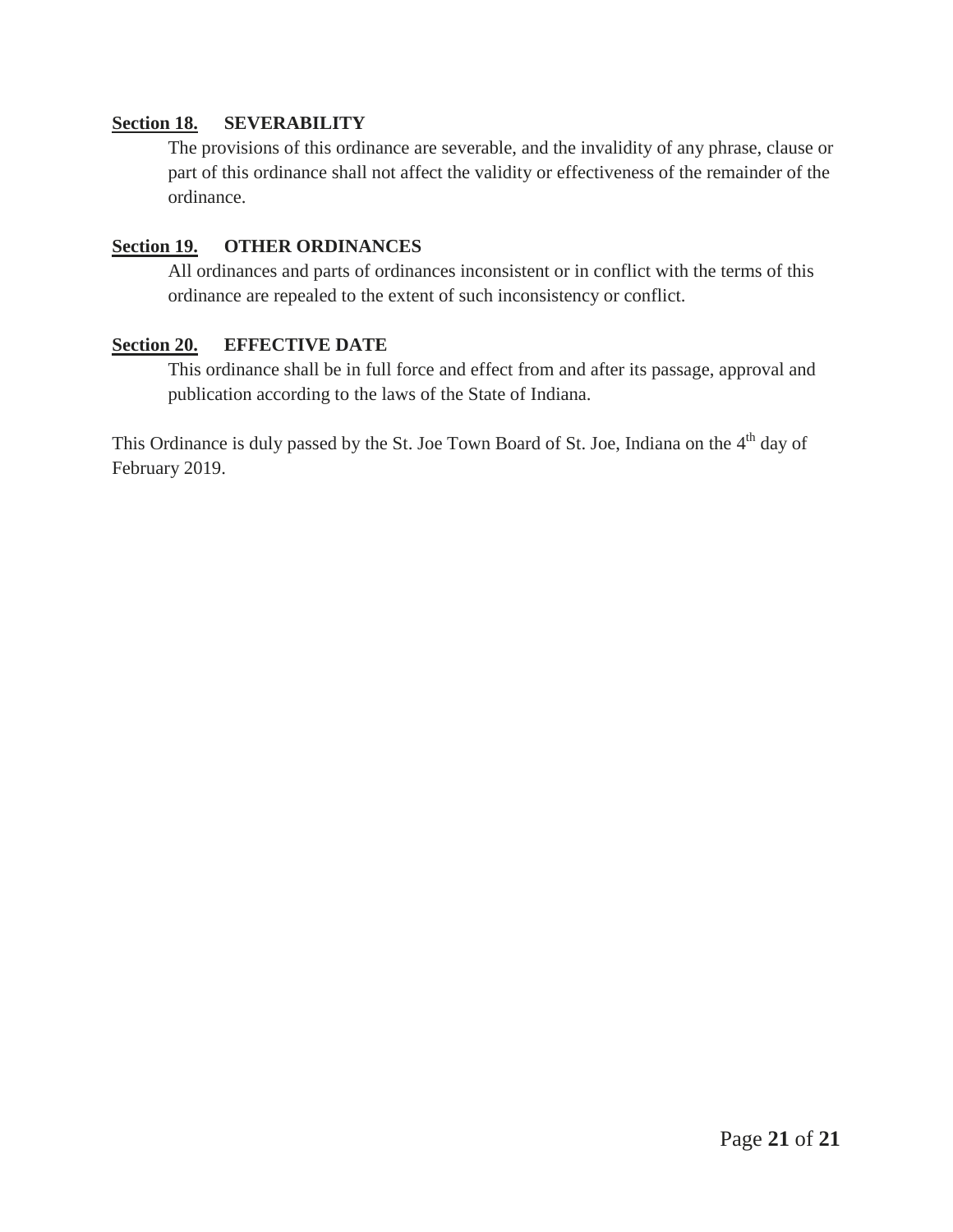**<u>Section 18.</u> SEVERABILITY**

The provisions of this ordinance are severable, and the invalidity of any phrase, clause or part of this ordinance shall not affect the validity or effectiveness of the remainder of the ordinance.

**<u>Section 19.</u> OTHER ORDINANCES**

All ordinances and parts of ordinances inconsistent or in conflict with the terms of this ordinance are repealed to the extent of such inconsistency or conflict.

**<u>Section 20.</u> EFFECTIVE DATE**

This ordinance shall be in full force and effect from and after its passage, approval and publication according to the laws of the State of Indiana.

This Ordinance is duly passed by the St. Joe Town Board of St. Joe, Indiana on the 4th day of February 2019.